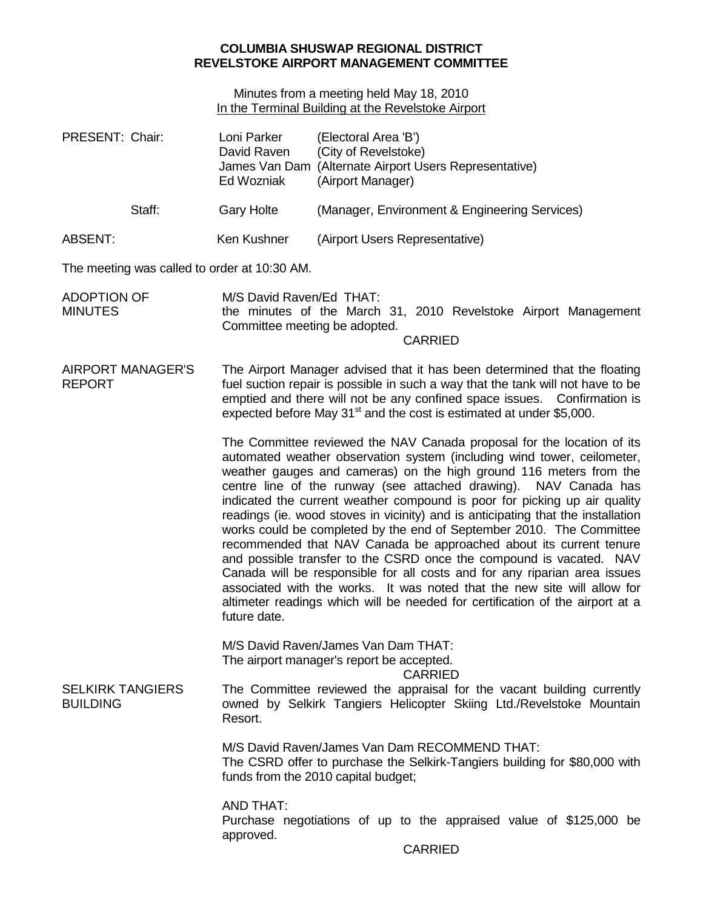**COLUMBIA SHUSWAP REGIONAL DISTRICT**
**REVELSTOKE AIRPORT MANAGEMENT COMMITTEE**

Minutes from a meeting held May 18, 2010
In the Terminal Building at the Revelstoke Airport

| | | |
|---|---|---|
| PRESENT: Chair: | Loni Parker | (Electoral Area 'B') |
| | David Raven | (City of Revelstoke) |
| | James Van Dam | (Alternate Airport Users Representative) |
| | Ed Wozniak | (Airport Manager) |
| Staff: | Gary Holte | (Manager, Environment & Engineering Services) |
| ABSENT: | Ken Kushner | (Airport Users Representative) |

The meeting was called to order at 10:30 AM.

**ADOPTION OF MINUTES**

M/S David Raven/Ed THAT:
the minutes of the March 31, 2010 Revelstoke Airport Management Committee meeting be adopted.

CARRIED

**AIRPORT MANAGER'S REPORT**

The Airport Manager advised that it has been determined that the floating fuel suction repair is possible in such a way that the tank will not have to be emptied and there will not be any confined space issues. Confirmation is expected before May 31st and the cost is estimated at under $5,000.

The Committee reviewed the NAV Canada proposal for the location of its automated weather observation system (including wind tower, ceilometer, weather gauges and cameras) on the high ground 116 meters from the centre line of the runway (see attached drawing). NAV Canada has indicated the current weather compound is poor for picking up air quality readings (ie. wood stoves in vicinity) and is anticipating that the installation works could be completed by the end of September 2010. The Committee recommended that NAV Canada be approached about its current tenure and possible transfer to the CSRD once the compound is vacated. NAV Canada will be responsible for all costs and for any riparian area issues associated with the works. It was noted that the new site will allow for altimeter readings which will be needed for certification of the airport at a future date.

M/S David Raven/James Van Dam THAT:
The airport manager's report be accepted.

CARRIED

**SELKIRK TANGIERS BUILDING**

The Committee reviewed the appraisal for the vacant building currently owned by Selkirk Tangiers Helicopter Skiing Ltd./Revelstoke Mountain Resort.

M/S David Raven/James Van Dam RECOMMEND THAT:
The CSRD offer to purchase the Selkirk-Tangiers building for $80,000 with funds from the 2010 capital budget;

AND THAT:
Purchase negotiations of up to the appraised value of $125,000 be approved.

CARRIED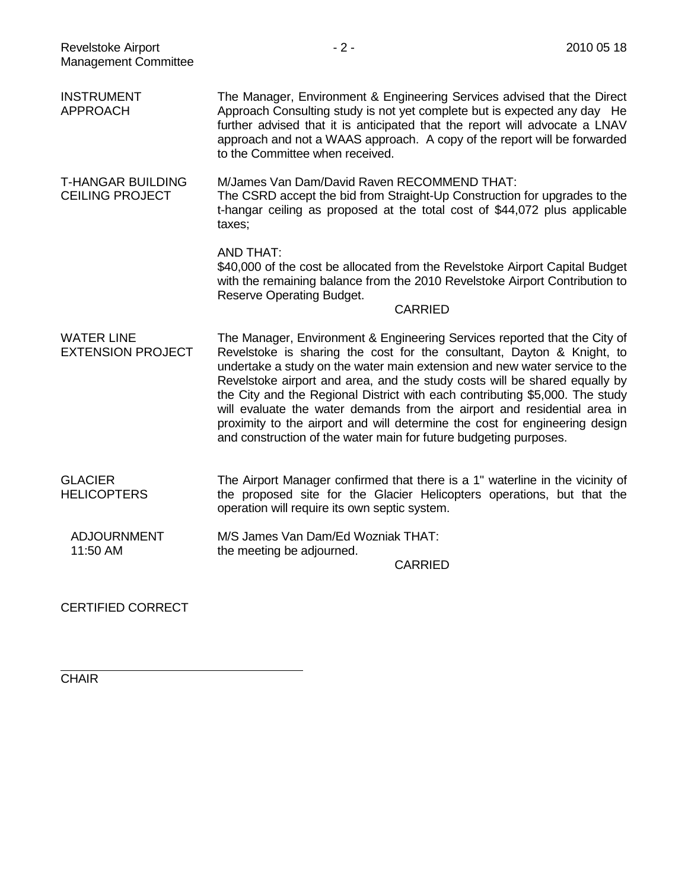**INSTRUMENT APPROACH**

The Manager, Environment & Engineering Services advised that the Direct Approach Consulting study is not yet complete but is expected any day He further advised that it is anticipated that the report will advocate a LNAV approach and not a WAAS approach. A copy of the report will be forwarded to the Committee when received.

**T-HANGAR BUILDING CEILING PROJECT**

M/James Van Dam/David Raven RECOMMEND THAT:
The CSRD accept the bid from Straight-Up Construction for upgrades to the t-hangar ceiling as proposed at the total cost of $44,072 plus applicable taxes;

AND THAT:
$40,000 of the cost be allocated from the Revelstoke Airport Capital Budget with the remaining balance from the 2010 Revelstoke Airport Contribution to Reserve Operating Budget.

CARRIED

**WATER LINE EXTENSION PROJECT**

The Manager, Environment & Engineering Services reported that the City of Revelstoke is sharing the cost for the consultant, Dayton & Knight, to undertake a study on the water main extension and new water service to the Revelstoke airport and area, and the study costs will be shared equally by the City and the Regional District with each contributing $5,000. The study will evaluate the water demands from the airport and residential area in proximity to the airport and will determine the cost for engineering design and construction of the water main for future budgeting purposes.

**GLACIER HELICOPTERS**

The Airport Manager confirmed that there is a 1" waterline in the vicinity of the proposed site for the Glacier Helicopters operations, but that the operation will require its own septic system.

**ADJOURNMENT 11:50 AM**

M/S James Van Dam/Ed Wozniak THAT:
the meeting be adjourned.

CARRIED

CERTIFIED CORRECT

\_\_\_\_\_\_\_\_\_\_\_\_\_\_\_\_\_\_\_\_\_\_\_\_\_\_\_\_\_\_\_\_\_\_

CHAIR